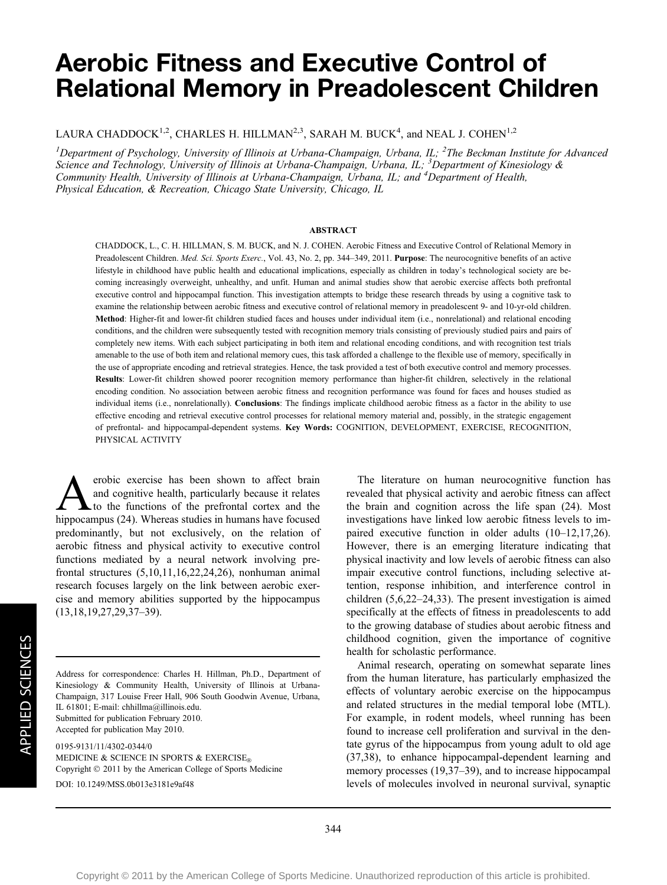# Aerobic Fitness and Executive Control of Relational Memory in Preadolescent Children

LAURA CHADDOCK[1,2], CHARLES H. HILLMAN[2,3], SARAH M. BUCK[4], and NEAL J. COHEN[1,2]

*[1]Department of Psychology, University of Illinois at Urbana-Champaign, Urbana, IL; [2]The Beckman Institute for Advanced Science and Technology, University of Illinois at Urbana-Champaign, Urbana, IL; [3]Department of Kinesiology & Community Health, University of Illinois at Urbana-Champaign, Urbana, IL; and [4]Department of Health, Physical Education, & Recreation, Chicago State University, Chicago, IL*

## ABSTRACT

CHADDOCK, L., C. H. HILLMAN, S. M. BUCK, and N. J. COHEN. Aerobic Fitness and Executive Control of Relational Memory in Preadolescent Children. *Med. Sci. Sports Exerc.*, Vol. 43, No. 2, pp. 344–349, 2011. **Purpose**: The neurocognitive benefits of an active lifestyle in childhood have public health and educational implications, especially as children in today's technological society are becoming increasingly overweight, unhealthy, and unfit. Human and animal studies show that aerobic exercise affects both prefrontal executive control and hippocampal function. This investigation attempts to bridge these research threads by using a cognitive task to examine the relationship between aerobic fitness and executive control of relational memory in preadolescent 9- and 10-yr-old children. **Method**: Higher-fit and lower-fit children studied faces and houses under individual item (i.e., nonrelational) and relational encoding conditions, and the children were subsequently tested with recognition memory trials consisting of previously studied pairs and pairs of completely new items. With each subject participating in both item and relational encoding conditions, and with recognition test trials amenable to the use of both item and relational memory cues, this task afforded a challenge to the flexible use of memory, specifically in the use of appropriate encoding and retrieval strategies. Hence, the task provided a test of both executive control and memory processes. **Results**: Lower-fit children showed poorer recognition memory performance than higher-fit children, selectively in the relational encoding condition. No association between aerobic fitness and recognition performance was found for faces and houses studied as individual items (i.e., nonrelationally). **Conclusions**: The findings implicate childhood aerobic fitness as a factor in the ability to use effective encoding and retrieval executive control processes for relational memory material and, possibly, in the strategic engagement of prefrontal- and hippocampal-dependent systems. **Key Words:** COGNITION, DEVELOPMENT, EXERCISE, RECOGNITION, PHYSICAL ACTIVITY

Aerobic exercise has been shown to affect brain and cognitive health, particularly because it relates to the functions of the prefrontal cortex and the hippocampus (24). Whereas studies in humans have focused predominantly, but not exclusively, on the relation of aerobic fitness and physical activity to executive control functions mediated by a neural network involving prefrontal structures (5,10,11,16,22,24,26), nonhuman animal research focuses largely on the link between aerobic exercise and memory abilities supported by the hippocampus (13,18,19,27,29,37–39).

The literature on human neurocognitive function has revealed that physical activity and aerobic fitness can affect the brain and cognition across the life span (24). Most investigations have linked low aerobic fitness levels to impaired executive function in older adults (10–12,17,26). However, there is an emerging literature indicating that physical inactivity and low levels of aerobic fitness can also impair executive control functions, including selective attention, response inhibition, and interference control in children (5,6,22–24,33). The present investigation is aimed specifically at the effects of fitness in preadolescents to add to the growing database of studies about aerobic fitness and childhood cognition, given the importance of cognitive health for scholastic performance.

Animal research, operating on somewhat separate lines from the human literature, has particularly emphasized the effects of voluntary aerobic exercise on the hippocampus and related structures in the medial temporal lobe (MTL). For example, in rodent models, wheel running has been found to increase cell proliferation and survival in the dentate gyrus of the hippocampus from young adult to old age (37,38), to enhance hippocampal-dependent learning and memory processes (19,37–39), and to increase hippocampal levels of molecules involved in neuronal survival, synaptic

Address for correspondence: Charles H. Hillman, Ph.D., Department of Kinesiology & Community Health, University of Illinois at Urbana-Champaign, 317 Louise Freer Hall, 906 South Goodwin Avenue, Urbana, IL 61801; E-mail: chhillma@illinois.edu.
Submitted for publication February 2010.
Accepted for publication May 2010.

0195-9131/11/4302-0344/0
MEDICINE & SCIENCE IN SPORTS & EXERCISE®
Copyright © 2011 by the American College of Sports Medicine
DOI: 10.1249/MSS.0b013e3181e9af48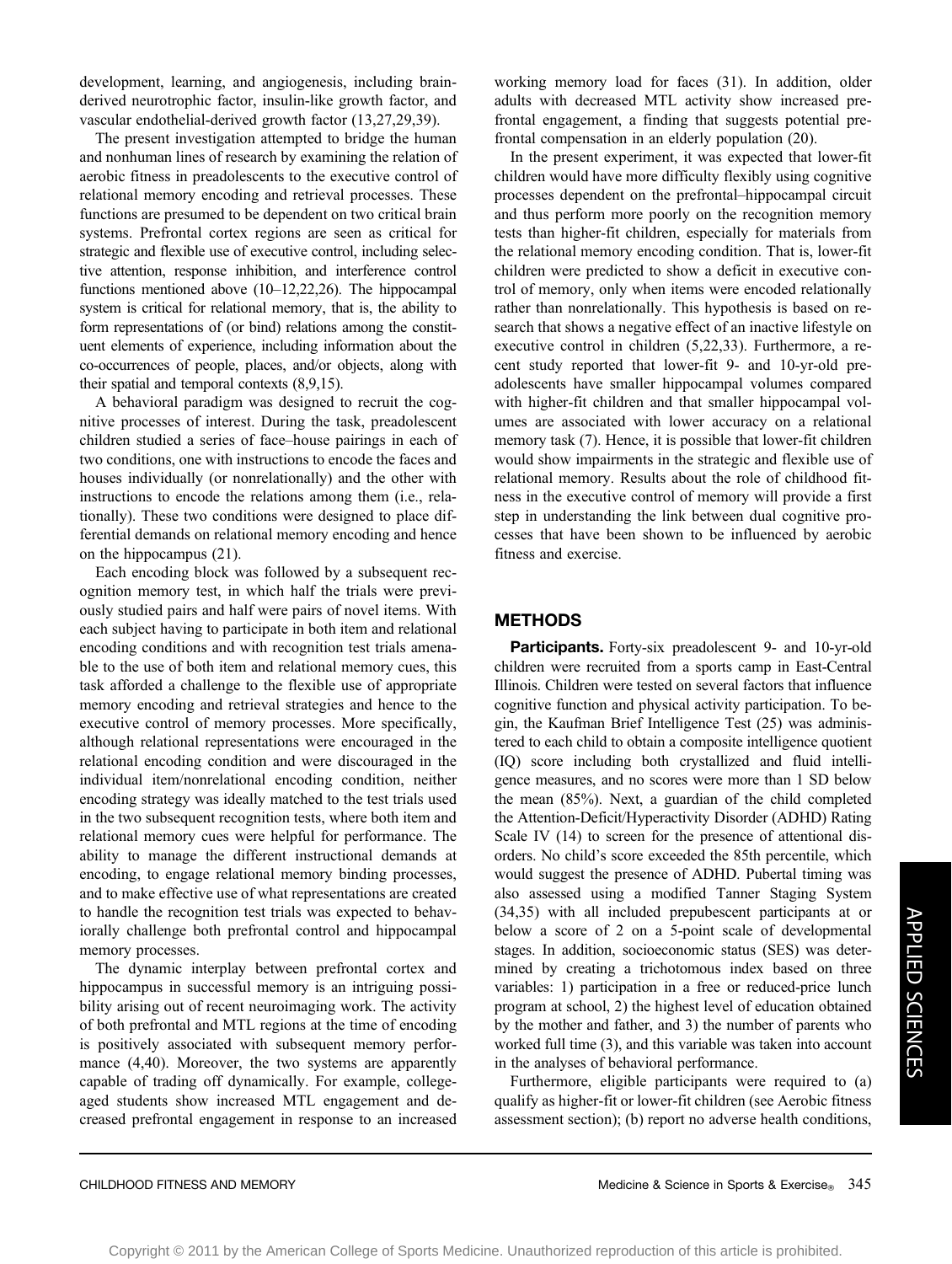development, learning, and angiogenesis, including brain-derived neurotrophic factor, insulin-like growth factor, and vascular endothelial-derived growth factor (13,27,29,39).

The present investigation attempted to bridge the human and nonhuman lines of research by examining the relation of aerobic fitness in preadolescents to the executive control of relational memory encoding and retrieval processes. These functions are presumed to be dependent on two critical brain systems. Prefrontal cortex regions are seen as critical for strategic and flexible use of executive control, including selective attention, response inhibition, and interference control functions mentioned above (10–12,22,26). The hippocampal system is critical for relational memory, that is, the ability to form representations of (or bind) relations among the constituent elements of experience, including information about the co-occurrences of people, places, and/or objects, along with their spatial and temporal contexts (8,9,15).

A behavioral paradigm was designed to recruit the cognitive processes of interest. During the task, preadolescent children studied a series of face–house pairings in each of two conditions, one with instructions to encode the faces and houses individually (or nonrelationally) and the other with instructions to encode the relations among them (i.e., relationally). These two conditions were designed to place differential demands on relational memory encoding and hence on the hippocampus (21).

Each encoding block was followed by a subsequent recognition memory test, in which half the trials were previously studied pairs and half were pairs of novel items. With each subject having to participate in both item and relational encoding conditions and with recognition test trials amenable to the use of both item and relational memory cues, this task afforded a challenge to the flexible use of appropriate memory encoding and retrieval strategies and hence to the executive control of memory processes. More specifically, although relational representations were encouraged in the relational encoding condition and were discouraged in the individual item/nonrelational encoding condition, neither encoding strategy was ideally matched to the test trials used in the two subsequent recognition tests, where both item and relational memory cues were helpful for performance. The ability to manage the different instructional demands at encoding, to engage relational memory binding processes, and to make effective use of what representations are created to handle the recognition test trials was expected to behaviorally challenge both prefrontal control and hippocampal memory processes.

The dynamic interplay between prefrontal cortex and hippocampus in successful memory is an intriguing possibility arising out of recent neuroimaging work. The activity of both prefrontal and MTL regions at the time of encoding is positively associated with subsequent memory performance (4,40). Moreover, the two systems are apparently capable of trading off dynamically. For example, college-aged students show increased MTL engagement and decreased prefrontal engagement in response to an increased working memory load for faces (31). In addition, older adults with decreased MTL activity show increased prefrontal engagement, a finding that suggests potential prefrontal compensation in an elderly population (20).

In the present experiment, it was expected that lower-fit children would have more difficulty flexibly using cognitive processes dependent on the prefrontal–hippocampal circuit and thus perform more poorly on the recognition memory tests than higher-fit children, especially for materials from the relational memory encoding condition. That is, lower-fit children were predicted to show a deficit in executive control of memory, only when items were encoded relationally rather than nonrelationally. This hypothesis is based on research that shows a negative effect of an inactive lifestyle on executive control in children (5,22,33). Furthermore, a recent study reported that lower-fit 9- and 10-yr-old preadolescents have smaller hippocampal volumes compared with higher-fit children and that smaller hippocampal volumes are associated with lower accuracy on a relational memory task (7). Hence, it is possible that lower-fit children would show impairments in the strategic and flexible use of relational memory. Results about the role of childhood fitness in the executive control of memory will provide a first step in understanding the link between dual cognitive processes that have been shown to be influenced by aerobic fitness and exercise.

## METHODS

**Participants.** Forty-six preadolescent 9- and 10-yr-old children were recruited from a sports camp in East-Central Illinois. Children were tested on several factors that influence cognitive function and physical activity participation. To begin, the Kaufman Brief Intelligence Test (25) was administered to each child to obtain a composite intelligence quotient (IQ) score including both crystallized and fluid intelligence measures, and no scores were more than 1 SD below the mean (85%). Next, a guardian of the child completed the Attention-Deficit/Hyperactivity Disorder (ADHD) Rating Scale IV (14) to screen for the presence of attentional disorders. No child's score exceeded the 85th percentile, which would suggest the presence of ADHD. Pubertal timing was also assessed using a modified Tanner Staging System (34,35) with all included prepubescent participants at or below a score of 2 on a 5-point scale of developmental stages. In addition, socioeconomic status (SES) was determined by creating a trichotomous index based on three variables: 1) participation in a free or reduced-price lunch program at school, 2) the highest level of education obtained by the mother and father, and 3) the number of parents who worked full time (3), and this variable was taken into account in the analyses of behavioral performance.

Furthermore, eligible participants were required to (a) qualify as higher-fit or lower-fit children (see Aerobic fitness assessment section); (b) report no adverse health conditions,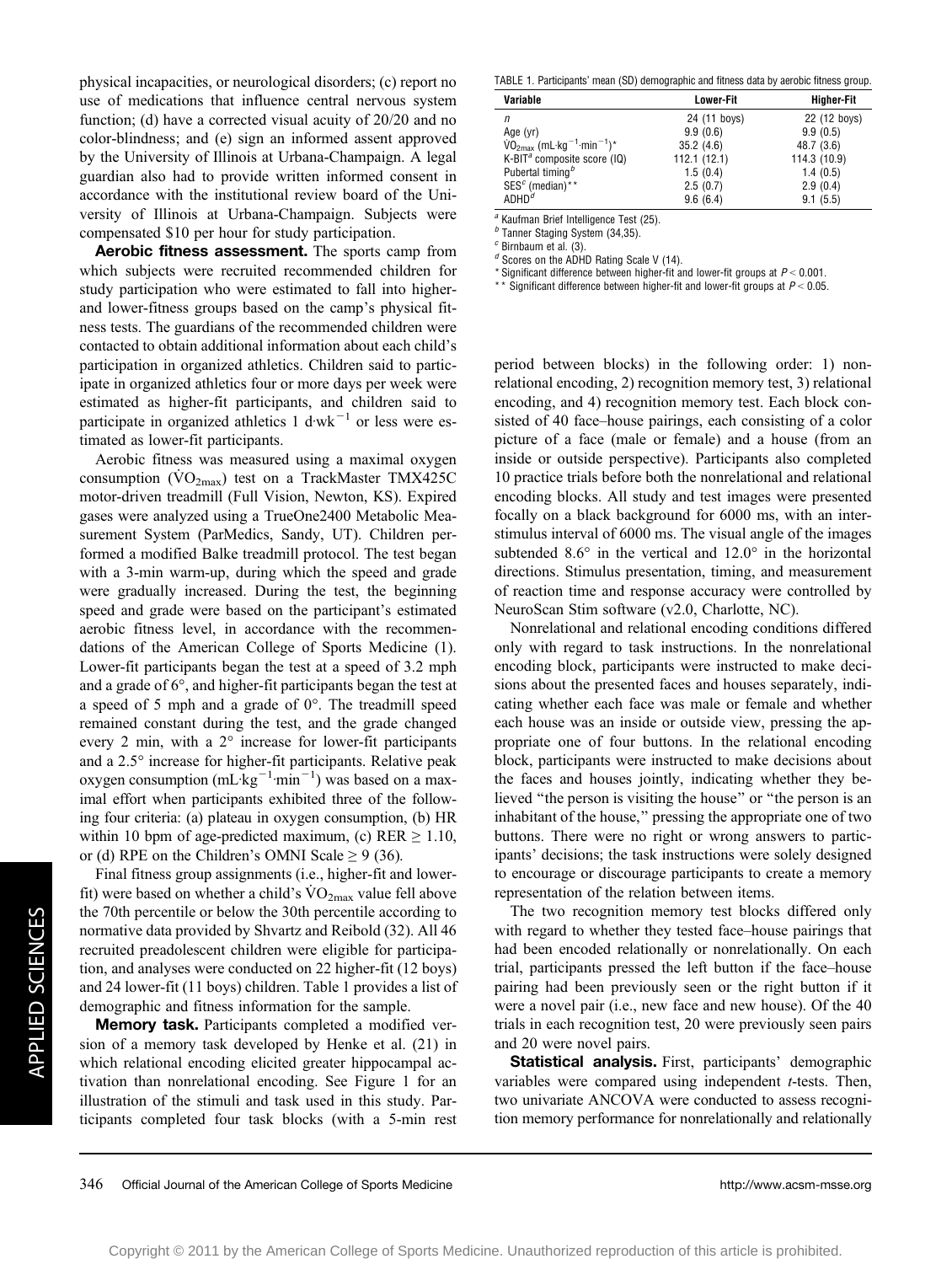physical incapacities, or neurological disorders; (c) report no use of medications that influence central nervous system function; (d) have a corrected visual acuity of 20/20 and no color-blindness; and (e) sign an informed assent approved by the University of Illinois at Urbana-Champaign. A legal guardian also had to provide written informed consent in accordance with the institutional review board of the University of Illinois at Urbana-Champaign. Subjects were compensated \$10 per hour for study participation.

**Aerobic fitness assessment.** The sports camp from which subjects were recruited recommended children for study participation who were estimated to fall into higher- and lower-fitness groups based on the camp's physical fitness tests. The guardians of the recommended children were contacted to obtain additional information about each child's participation in organized athletics. Children said to participate in organized athletics four or more days per week were estimated as higher-fit participants, and children said to participate in organized athletics 1 $d \cdot wk^{-1}$ or less were estimated as lower-fit participants.

Aerobic fitness was measured using a maximal oxygen consumption ($\dot{V}O_{2max}$) test on a TrackMaster TMX425C motor-driven treadmill (Full Vision, Newton, KS). Expired gases were analyzed using a TrueOne2400 Metabolic Measurement System (ParMedics, Sandy, UT). Children performed a modified Balke treadmill protocol. The test began with a 3-min warm-up, during which the speed and grade were gradually increased. During the test, the beginning speed and grade were based on the participant's estimated aerobic fitness level, in accordance with the recommendations of the American College of Sports Medicine (1). Lower-fit participants began the test at a speed of 3.2 mph and a grade of 6°, and higher-fit participants began the test at a speed of 5 mph and a grade of 0°. The treadmill speed remained constant during the test, and the grade changed every 2 min, with a 2° increase for lower-fit participants and a 2.5° increase for higher-fit participants. Relative peak oxygen consumption ($mL \cdot kg^{-1} \cdot min^{-1}$) was based on a maximal effort when participants exhibited three of the following four criteria: (a) plateau in oxygen consumption, (b) HR within 10 bpm of age-predicted maximum, (c) RER $\geq$ 1.10, or (d) RPE on the Children's OMNI Scale $\geq$ 9 (36).

Final fitness group assignments (i.e., higher-fit and lower-fit) were based on whether a child's $\dot{V}O_{2max}$ value fell above the 70th percentile or below the 30th percentile according to normative data provided by Shvartz and Reibold (32). All 46 recruited preadolescent children were eligible for participation, and analyses were conducted on 22 higher-fit (12 boys) and 24 lower-fit (11 boys) children. Table 1 provides a list of demographic and fitness information for the sample.

**Memory task.** Participants completed a modified version of a memory task developed by Henke et al. (21) in which relational encoding elicited greater hippocampal activation than nonrelational encoding. See Figure 1 for an illustration of the stimuli and task used in this study. Participants completed four task blocks (with a 5-min rest period between blocks) in the following order: 1) nonrelational encoding, 2) recognition memory test, 3) relational encoding, and 4) recognition memory test. Each block consisted of 40 face–house pairings, each consisting of a color picture of a face (male or female) and a house (from an inside or outside perspective). Participants also completed 10 practice trials before both the nonrelational and relational encoding blocks. All study and test images were presented focally on a black background for 6000 ms, with an interstimulus interval of 6000 ms. The visual angle of the images subtended 8.6° in the vertical and 12.0° in the horizontal directions. Stimulus presentation, timing, and measurement of reaction time and response accuracy were controlled by NeuroScan Stim software (v2.0, Charlotte, NC).

TABLE 1. Participants' mean (SD) demographic and fitness data by aerobic fitness group.

| Variable | Lower-Fit | Higher-Fit |
|---|---|---|
| $n$ | 24 (11 boys) | 22 (12 boys) |
| Age (yr) | 9.9 (0.6) | 9.9 (0.5) |
| $\dot{V}O_{2max}$ ($mL \cdot kg^{-1} \cdot min^{-1}$)* | 35.2 (4.6) | 48.7 (3.6) |
| K-BIT[a] composite score (IQ) | 112.1 (12.1) | 114.3 (10.9) |
| Pubertal timing[b] | 1.5 (0.4) | 1.4 (0.5) |
| SES[c] (median)** | 2.5 (0.7) | 2.9 (0.4) |
| ADHD[d] | 9.6 (6.4) | 9.1 (5.5) |

[a] Kaufman Brief Intelligence Test (25).
[b] Tanner Staging System (34,35).
[c] Birnbaum et al. (3).
[d] Scores on the ADHD Rating Scale V (14).
\* Significant difference between higher-fit and lower-fit groups at $P < 0.001$.
\*\* Significant difference between higher-fit and lower-fit groups at $P < 0.05$.

Nonrelational and relational encoding conditions differed only with regard to task instructions. In the nonrelational encoding block, participants were instructed to make decisions about the presented faces and houses separately, indicating whether each face was male or female and whether each house was an inside or outside view, pressing the appropriate one of four buttons. In the relational encoding block, participants were instructed to make decisions about the faces and houses jointly, indicating whether they believed "the person is visiting the house" or "the person is an inhabitant of the house," pressing the appropriate one of two buttons. There were no right or wrong answers to participants' decisions; the task instructions were solely designed to encourage or discourage participants to create a memory representation of the relation between items.

The two recognition memory test blocks differed only with regard to whether they tested face–house pairings that had been encoded relationally or nonrelationally. On each trial, participants pressed the left button if the face–house pairing had been previously seen or the right button if it were a novel pair (i.e., new face and new house). Of the 40 trials in each recognition test, 20 were previously seen pairs and 20 were novel pairs.

**Statistical analysis.** First, participants' demographic variables were compared using independent $t$-tests. Then, two univariate ANCOVA were conducted to assess recognition memory performance for nonrelationally and relationally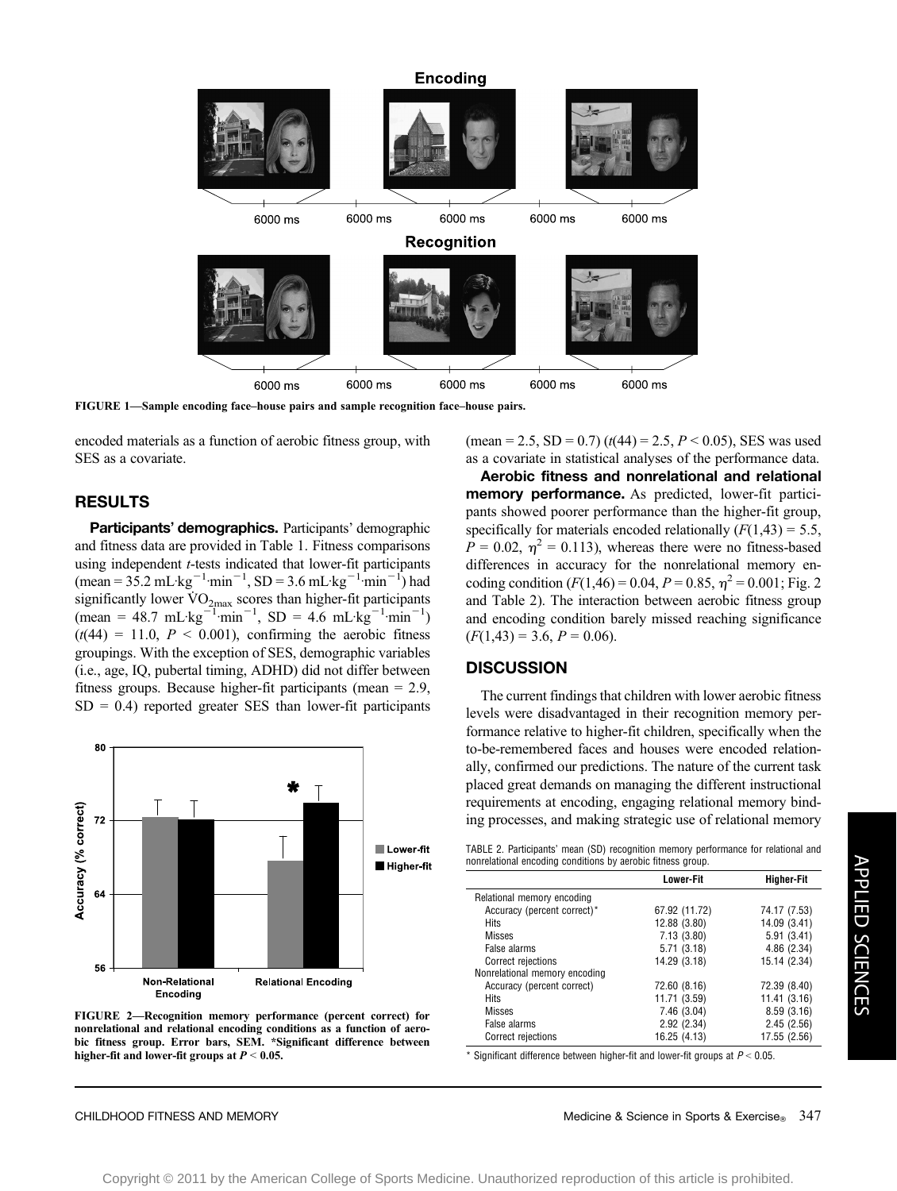FIGURE 1—Sample encoding face–house pairs and sample recognition face–house pairs.

encoded materials as a function of aerobic fitness group, with SES as a covariate.

## RESULTS

**Participants' demographics.** Participants' demographic and fitness data are provided in Table 1. Fitness comparisons using independent *t*-tests indicated that lower-fit participants (mean = 35.2 $mL \cdot kg^{-1} \cdot min^{-1}$, SD = 3.6 $mL \cdot kg^{-1} \cdot min^{-1}$) had significantly lower $\dot{V}O_{2max}$ scores than higher-fit participants (mean = 48.7 $mL \cdot kg^{-1} \cdot min^{-1}$, SD = 4.6 $mL \cdot kg^{-1} \cdot min^{-1}$) ($t(44) = 11.0$, $P < 0.001$), confirming the aerobic fitness groupings. With the exception of SES, demographic variables (i.e., age, IQ, pubertal timing, ADHD) did not differ between fitness groups. Because higher-fit participants (mean = 2.9, SD = 0.4) reported greater SES than lower-fit participants (mean = 2.5, SD = 0.7) ($t(44) = 2.5$, $P < 0.05$), SES was used as a covariate in statistical analyses of the performance data.

**Aerobic fitness and nonrelational and relational memory performance.** As predicted, lower-fit participants showed poorer performance than the higher-fit group, specifically for materials encoded relationally ($F(1,43) = 5.5$, $P = 0.02$, $\eta^2 = 0.113$), whereas there were no fitness-based differences in accuracy for the nonrelational memory encoding condition ($F(1,46) = 0.04$, $P = 0.85$, $\eta^2 = 0.001$; Fig. 2 and Table 2). The interaction between aerobic fitness group and encoding condition barely missed reaching significance ($F(1,43) = 3.6$, $P = 0.06$).

FIGURE 2—Recognition memory performance (percent correct) for nonrelational and relational encoding conditions as a function of aerobic fitness group. Error bars, SEM. *Significant difference between higher-fit and lower-fit groups at $P < 0.05$.

## DISCUSSION

The current findings that children with lower aerobic fitness levels were disadvantaged in their recognition memory performance relative to higher-fit children, specifically when the to-be-remembered faces and houses were encoded relationally, confirmed our predictions. The nature of the current task placed great demands on managing the different instructional requirements at encoding, engaging relational memory binding processes, and making strategic use of relational memory

TABLE 2. Participants' mean (SD) recognition memory performance for relational and nonrelational encoding conditions by aerobic fitness group.

| | Lower-Fit | Higher-Fit |
|---|---|---|
| Relational memory encoding | | |
| Accuracy (percent correct)* | 67.92 (11.72) | 74.17 (7.53) |
| Hits | 12.88 (3.80) | 14.09 (3.41) |
| Misses | 7.13 (3.80) | 5.91 (3.41) |
| False alarms | 5.71 (3.18) | 4.86 (2.34) |
| Correct rejections | 14.29 (3.18) | 15.14 (2.34) |
| Nonrelational memory encoding | | |
| Accuracy (percent correct) | 72.60 (8.16) | 72.39 (8.40) |
| Hits | 11.71 (3.59) | 11.41 (3.16) |
| Misses | 7.46 (3.04) | 8.59 (3.16) |
| False alarms | 2.92 (2.34) | 2.45 (2.56) |
| Correct rejections | 16.25 (4.13) | 17.55 (2.56) |

* Significant difference between higher-fit and lower-fit groups at $P < 0.05$.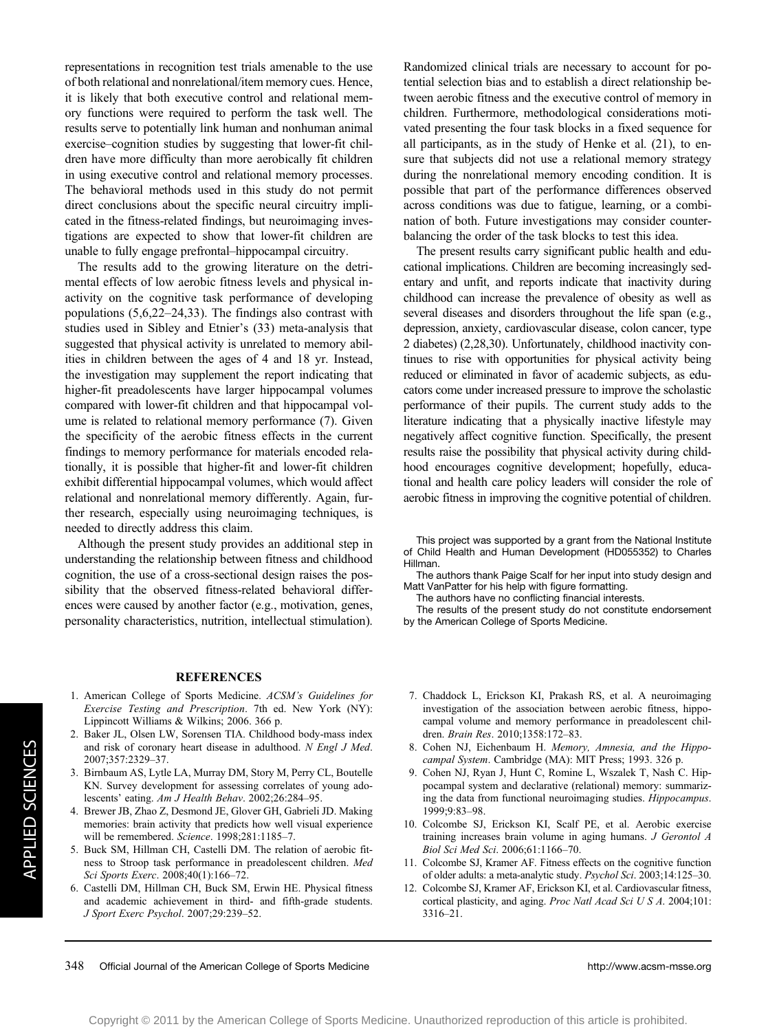representations in recognition test trials amenable to the use of both relational and nonrelational/item memory cues. Hence, it is likely that both executive control and relational memory functions were required to perform the task well. The results serve to potentially link human and nonhuman animal exercise–cognition studies by suggesting that lower-fit children have more difficulty than more aerobically fit children in using executive control and relational memory processes. The behavioral methods used in this study do not permit direct conclusions about the specific neural circuitry implicated in the fitness-related findings, but neuroimaging investigations are expected to show that lower-fit children are unable to fully engage prefrontal–hippocampal circuitry.

The results add to the growing literature on the detrimental effects of low aerobic fitness levels and physical inactivity on the cognitive task performance of developing populations (5,6,22–24,33). The findings also contrast with studies used in Sibley and Etnier's (33) meta-analysis that suggested that physical activity is unrelated to memory abilities in children between the ages of 4 and 18 yr. Instead, the investigation may supplement the report indicating that higher-fit preadolescents have larger hippocampal volumes compared with lower-fit children and that hippocampal volume is related to relational memory performance (7). Given the specificity of the aerobic fitness effects in the current findings to memory performance for materials encoded relationally, it is possible that higher-fit and lower-fit children exhibit differential hippocampal volumes, which would affect relational and nonrelational memory differently. Again, further research, especially using neuroimaging techniques, is needed to directly address this claim.

Although the present study provides an additional step in understanding the relationship between fitness and childhood cognition, the use of a cross-sectional design raises the possibility that the observed fitness-related behavioral differences were caused by another factor (e.g., motivation, genes, personality characteristics, nutrition, intellectual stimulation). Randomized clinical trials are necessary to account for potential selection bias and to establish a direct relationship between aerobic fitness and the executive control of memory in children. Furthermore, methodological considerations motivated presenting the four task blocks in a fixed sequence for all participants, as in the study of Henke et al. (21), to ensure that subjects did not use a relational memory strategy during the nonrelational memory encoding condition. It is possible that part of the performance differences observed across conditions was due to fatigue, learning, or a combination of both. Future investigations may consider counterbalancing the order of the task blocks to test this idea.

The present results carry significant public health and educational implications. Children are becoming increasingly sedentary and unfit, and reports indicate that inactivity during childhood can increase the prevalence of obesity as well as several diseases and disorders throughout the life span (e.g., depression, anxiety, cardiovascular disease, colon cancer, type 2 diabetes) (2,28,30). Unfortunately, childhood inactivity continues to rise with opportunities for physical activity being reduced or eliminated in favor of academic subjects, as educators come under increased pressure to improve the scholastic performance of their pupils. The current study adds to the literature indicating that a physically inactive lifestyle may negatively affect cognitive function. Specifically, the present results raise the possibility that physical activity during childhood encourages cognitive development; hopefully, educational and health care policy leaders will consider the role of aerobic fitness in improving the cognitive potential of children.

This project was supported by a grant from the National Institute of Child Health and Human Development (HD055352) to Charles Hillman.

The authors thank Paige Scalf for her input into study design and Matt VanPatter for his help with figure formatting.

The authors have no conflicting financial interests.

The results of the present study do not constitute endorsement by the American College of Sports Medicine.

## REFERENCES

1. American College of Sports Medicine. *ACSM's Guidelines for Exercise Testing and Prescription*. 7th ed. New York (NY): Lippincott Williams & Wilkins; 2006. 366 p.
2. Baker JL, Olsen LW, Sorensen TIA. Childhood body-mass index and risk of coronary heart disease in adulthood. *N Engl J Med*. 2007;357:2329–37.
3. Birnbaum AS, Lytle LA, Murray DM, Story M, Perry CL, Boutelle KN. Survey development for assessing correlates of young adolescents' eating. *Am J Health Behav*. 2002;26:284–95.
4. Brewer JB, Zhao Z, Desmond JE, Glover GH, Gabrieli JD. Making memories: brain activity that predicts how well visual experience will be remembered. *Science*. 1998;281:1185–7.
5. Buck SM, Hillman CH, Castelli DM. The relation of aerobic fitness to Stroop task performance in preadolescent children. *Med Sci Sports Exerc*. 2008;40(1):166–72.
6. Castelli DM, Hillman CH, Buck SM, Erwin HE. Physical fitness and academic achievement in third- and fifth-grade students. *J Sport Exerc Psychol*. 2007;29:239–52.
7. Chaddock L, Erickson KI, Prakash RS, et al. A neuroimaging investigation of the association between aerobic fitness, hippocampal volume and memory performance in preadolescent children. *Brain Res*. 2010;1358:172–83.
8. Cohen NJ, Eichenbaum H. *Memory, Amnesia, and the Hippocampal System*. Cambridge (MA): MIT Press; 1993. 326 p.
9. Cohen NJ, Ryan J, Hunt C, Romine L, Wszalek T, Nash C. Hippocampal system and declarative (relational) memory: summarizing the data from functional neuroimaging studies. *Hippocampus*. 1999;9:83–98.
10. Colcombe SJ, Erickson KI, Scalf PE, et al. Aerobic exercise training increases brain volume in aging humans. *J Gerontol A Biol Sci Med Sci*. 2006;61:1166–70.
11. Colcombe SJ, Kramer AF. Fitness effects on the cognitive function of older adults: a meta-analytic study. *Psychol Sci*. 2003;14:125–30.
12. Colcombe SJ, Kramer AF, Erickson KI, et al. Cardiovascular fitness, cortical plasticity, and aging. *Proc Natl Acad Sci U S A*. 2004;101:3316–21.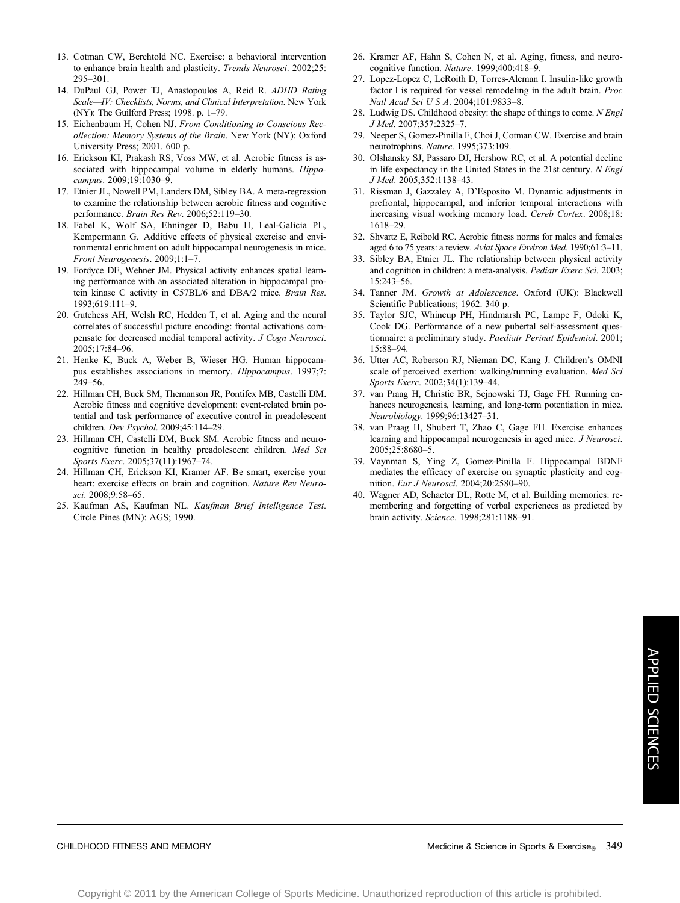13. Cotman CW, Berchtold NC. Exercise: a behavioral intervention to enhance brain health and plasticity. *Trends Neurosci*. 2002;25: 295–301.
14. DuPaul GJ, Power TJ, Anastopoulos A, Reid R. *ADHD Rating Scale—IV: Checklists, Norms, and Clinical Interpretation*. New York (NY): The Guilford Press; 1998. p. 1–79.
15. Eichenbaum H, Cohen NJ. *From Conditioning to Conscious Recollection: Memory Systems of the Brain*. New York (NY): Oxford University Press; 2001. 600 p.
16. Erickson KI, Prakash RS, Voss MW, et al. Aerobic fitness is associated with hippocampal volume in elderly humans. *Hippocampus*. 2009;19:1030–9.
17. Etnier JL, Nowell PM, Landers DM, Sibley BA. A meta-regression to examine the relationship between aerobic fitness and cognitive performance. *Brain Res Rev*. 2006;52:119–30.
18. Fabel K, Wolf SA, Ehninger D, Babu H, Leal-Galicia PL, Kempermann G. Additive effects of physical exercise and environmental enrichment on adult hippocampal neurogenesis in mice. *Front Neurogenesis*. 2009;1:1–7.
19. Fordyce DE, Wehner JM. Physical activity enhances spatial learning performance with an associated alteration in hippocampal protein kinase C activity in C57BL/6 and DBA/2 mice. *Brain Res*. 1993;619:111–9.
20. Gutchess AH, Welsh RC, Hedden T, et al. Aging and the neural correlates of successful picture encoding: frontal activations compensate for decreased medial temporal activity. *J Cogn Neurosci*. 2005;17:84–96.
21. Henke K, Buck A, Weber B, Wieser HG. Human hippocampus establishes associations in memory. *Hippocampus*. 1997;7: 249–56.
22. Hillman CH, Buck SM, Themanson JR, Pontifex MB, Castelli DM. Aerobic fitness and cognitive development: event-related brain potential and task performance of executive control in preadolescent children. *Dev Psychol*. 2009;45:114–29.
23. Hillman CH, Castelli DM, Buck SM. Aerobic fitness and neurocognitive function in healthy preadolescent children. *Med Sci Sports Exerc*. 2005;37(11):1967–74.
24. Hillman CH, Erickson KI, Kramer AF. Be smart, exercise your heart: exercise effects on brain and cognition. *Nature Rev Neurosci*. 2008;9:58–65.
25. Kaufman AS, Kaufman NL. *Kaufman Brief Intelligence Test*. Circle Pines (MN): AGS; 1990.
26. Kramer AF, Hahn S, Cohen N, et al. Aging, fitness, and neurocognitive function. *Nature*. 1999;400:418–9.
27. Lopez-Lopez C, LeRoith D, Torres-Aleman I. Insulin-like growth factor I is required for vessel remodeling in the adult brain. *Proc Natl Acad Sci U S A*. 2004;101:9833–8.
28. Ludwig DS. Childhood obesity: the shape of things to come. *N Engl J Med*. 2007;357:2325–7.
29. Neeper S, Gomez-Pinilla F, Choi J, Cotman CW. Exercise and brain neurotrophins. *Nature*. 1995;373:109.
30. Olshansky SJ, Passaro DJ, Hershow RC, et al. A potential decline in life expectancy in the United States in the 21st century. *N Engl J Med*. 2005;352:1138–43.
31. Rissman J, Gazzaley A, D'Esposito M. Dynamic adjustments in prefrontal, hippocampal, and inferior temporal interactions with increasing visual working memory load. *Cereb Cortex*. 2008;18: 1618–29.
32. Shvartz E, Reibold RC. Aerobic fitness norms for males and females aged 6 to 75 years: a review. *Aviat Space Environ Med*. 1990;61:3–11.
33. Sibley BA, Etnier JL. The relationship between physical activity and cognition in children: a meta-analysis. *Pediatr Exerc Sci*. 2003; 15:243–56.
34. Tanner JM. *Growth at Adolescence*. Oxford (UK): Blackwell Scientific Publications; 1962. 340 p.
35. Taylor SJC, Whincup PH, Hindmarsh PC, Lampe F, Odoki K, Cook DG. Performance of a new pubertal self-assessment questionnaire: a preliminary study. *Paediatr Perinat Epidemiol*. 2001; 15:88–94.
36. Utter AC, Roberson RJ, Nieman DC, Kang J. Children's OMNI scale of perceived exertion: walking/running evaluation. *Med Sci Sports Exerc*. 2002;34(1):139–44.
37. van Praag H, Christie BR, Sejnowski TJ, Gage FH. Running enhances neurogenesis, learning, and long-term potentiation in mice. *Neurobiology*. 1999;96:13427–31.
38. van Praag H, Shubert T, Zhao C, Gage FH. Exercise enhances learning and hippocampal neurogenesis in aged mice. *J Neurosci*. 2005;25:8680–5.
39. Vaynman S, Ying Z, Gomez-Pinilla F. Hippocampal BDNF mediates the efficacy of exercise on synaptic plasticity and cognition. *Eur J Neurosci*. 2004;20:2580–90.
40. Wagner AD, Schacter DL, Rotte M, et al. Building memories: remembering and forgetting of verbal experiences as predicted by brain activity. *Science*. 1998;281:1188–91.